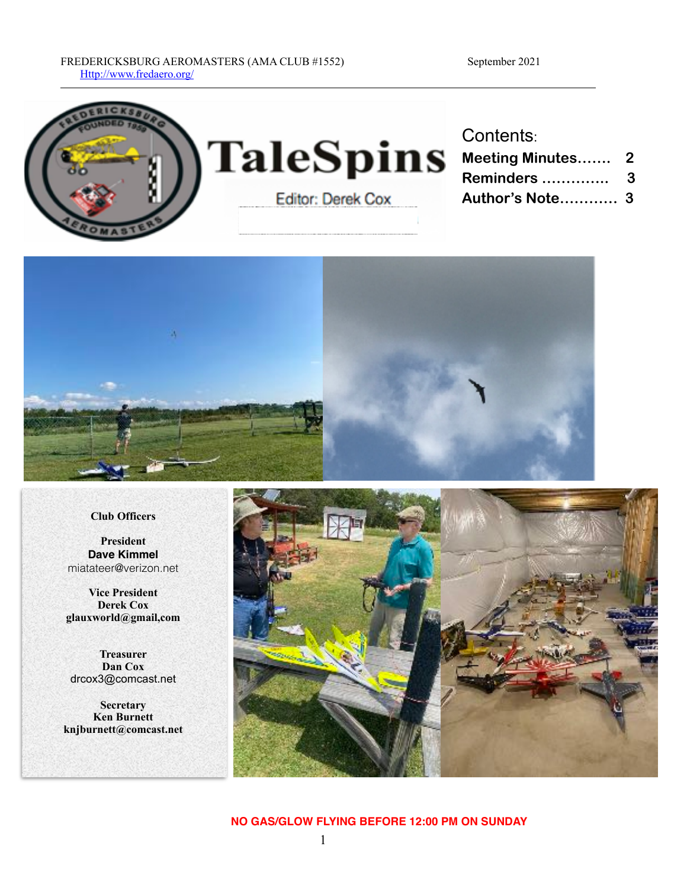FREDERICKSBURG AEROMASTERS (AMA CLUB #1552) September 2021

[Http://www.fredaero.org/](Http://www.fredaero.org/)

# TaleSpins

Editor: Derek Cox

## Contents:

**Meeting Minutes....... 2**

**Reminders .............. 3**

**Author's Note............ 3**

**Club Officers**

**President**
**Dave Kimmel**
miatateer@verizon.net

**Vice President**
**Derek Cox**
**glauxworld@gmail,com**

**Treasurer**
**Dan Cox**
drcox3@comcast.net

**Secretary**
**Ken Burnett**
**knjburnett@comcast.net**

**NO GAS/GLOW FLYING BEFORE 12:00 PM ON SUNDAY**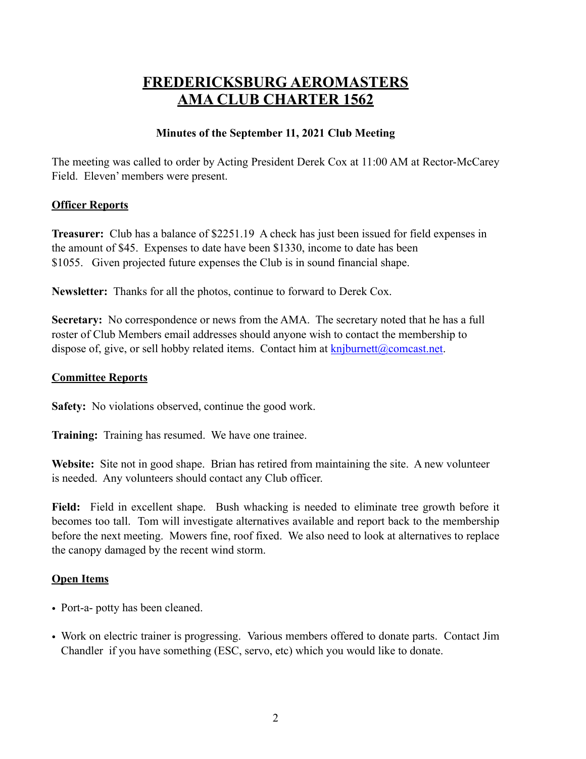# FREDERICKSBURG AEROMASTERS
# AMA CLUB CHARTER 1562

**Minutes of the September 11, 2021 Club Meeting**

The meeting was called to order by Acting President Derek Cox at 11:00 AM at Rector-McCarey Field. Eleven' members were present.

## Officer Reports

**Treasurer:** Club has a balance of $2251.19 A check has just been issued for field expenses in the amount of $45. Expenses to date have been $1330, income to date has been $1055. Given projected future expenses the Club is in sound financial shape.

**Newsletter:** Thanks for all the photos, continue to forward to Derek Cox.

**Secretary:** No correspondence or news from the AMA. The secretary noted that he has a full roster of Club Members email addresses should anyone wish to contact the membership to dispose of, give, or sell hobby related items. Contact him at knjburnett@comcast.net.

## Committee Reports

**Safety:** No violations observed, continue the good work.

**Training:** Training has resumed. We have one trainee.

**Website:** Site not in good shape. Brian has retired from maintaining the site. A new volunteer is needed. Any volunteers should contact any Club officer.

**Field:** Field in excellent shape. Bush whacking is needed to eliminate tree growth before it becomes too tall. Tom will investigate alternatives available and report back to the membership before the next meeting. Mowers fine, roof fixed. We also need to look at alternatives to replace the canopy damaged by the recent wind storm.

## Open Items

- Port-a- potty has been cleaned.
- Work on electric trainer is progressing. Various members offered to donate parts. Contact Jim Chandler if you have something (ESC, servo, etc) which you would like to donate.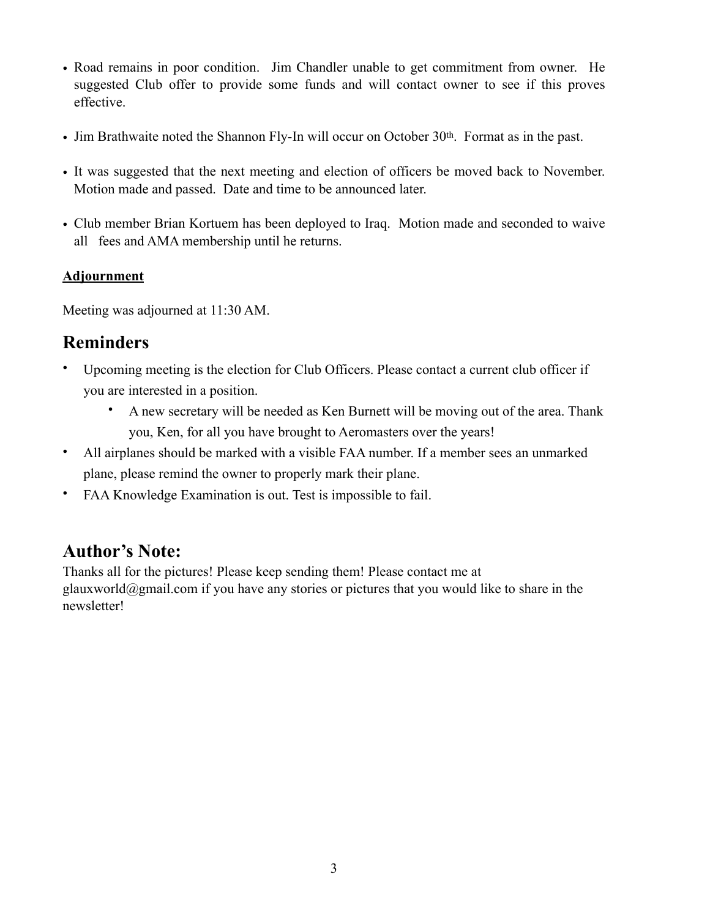- Road remains in poor condition. Jim Chandler unable to get commitment from owner. He suggested Club offer to provide some funds and will contact owner to see if this proves effective.

- Jim Brathwaite noted the Shannon Fly-In will occur on October 30th. Format as in the past.

- It was suggested that the next meeting and election of officers be moved back to November. Motion made and passed. Date and time to be announced later.

- Club member Brian Kortuem has been deployed to Iraq. Motion made and seconded to waive all fees and AMA membership until he returns.

**Adjournment**

Meeting was adjourned at 11:30 AM.

## Reminders

- Upcoming meeting is the election for Club Officers. Please contact a current club officer if you are interested in a position.
    - A new secretary will be needed as Ken Burnett will be moving out of the area. Thank you, Ken, for all you have brought to Aeromasters over the years!
- All airplanes should be marked with a visible FAA number. If a member sees an unmarked plane, please remind the owner to properly mark their plane.
- FAA Knowledge Examination is out. Test is impossible to fail.

## Author's Note:

Thanks all for the pictures! Please keep sending them! Please contact me at glauxworld@gmail.com if you have any stories or pictures that you would like to share in the newsletter!